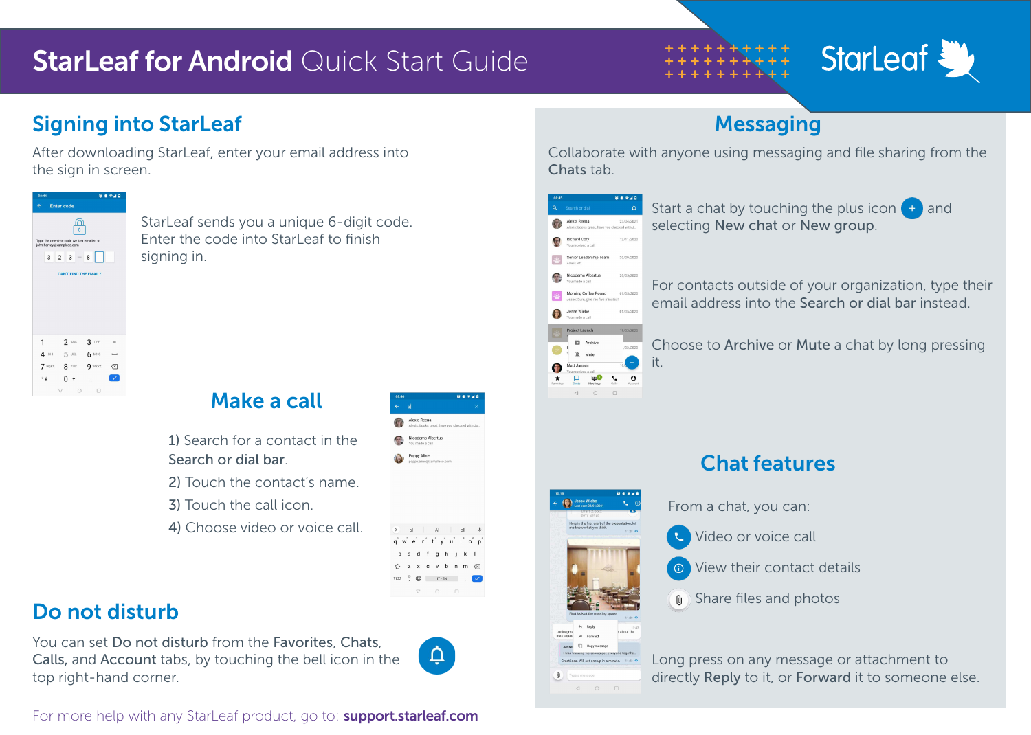# StarLeaf for Android Quick Start Guide

## Signing into StarLeaf

After downloading StarLeaf, enter your email address into the sign in screen.

StarLeaf sends you a unique 6-digit code. Enter the code into StarLeaf to finish signing in.

## Make a call

1) Search for a contact in the **Search or dial bar**.

2) Touch the contact's name.

3) Touch the call icon.

4) Choose video or voice call.

## Do not disturb

You can set **Do not disturb** from the **Favorites**, **Chats**, **Calls,** and **Account** tabs, by touching the bell icon in the top right-hand corner.

For more help with any StarLeaf product, go to: **support.starleaf.com**

## Messaging

Collaborate with anyone using messaging and file sharing from the **Chats** tab.

Start a chat by touching the plus icon and selecting **New chat** or **New group**.

For contacts outside of your organization, type their email address into the **Search or dial bar** instead.

Choose to **Archive** or **Mute** a chat by long pressing it.

## Chat features

From a chat, you can:

- Video or voice call
- View their contact details
- Share files and photos

Long press on any message or attachment to directly **Reply** to it, or **Forward** it to someone else.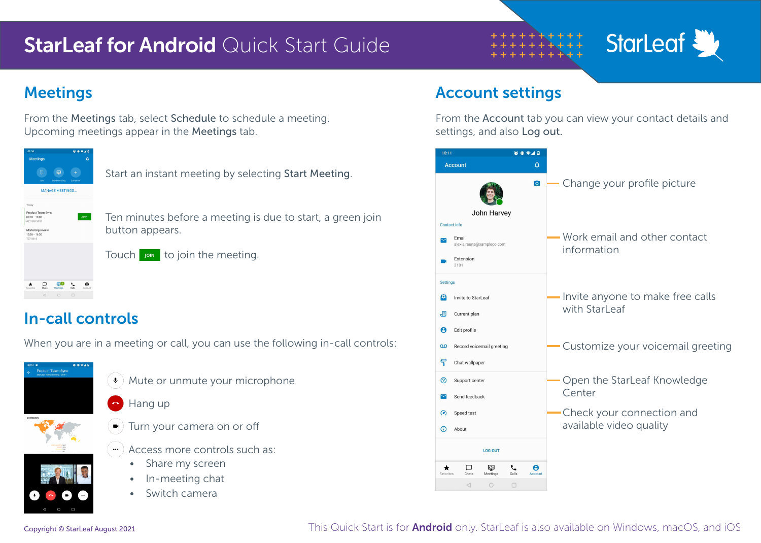# **StarLeaf for Android** Quick Start Guide

## Meetings

From the **Meetings** tab, select **Schedule** to schedule a meeting. Upcoming meetings appear in the **Meetings** tab.

Start an instant meeting by selecting **Start Meeting**.

Ten minutes before a meeting is due to start, a green join button appears.

Touch JOIN to join the meeting.

## In-call controls

When you are in a meeting or call, you can use the following in-call controls:

- Mute or unmute your microphone
- Hang up
- Turn your camera on or off
- Access more controls such as:
  - Share my screen
  - In-meeting chat
  - Switch camera

## Account settings

From the **Account** tab you can view your contact details and settings, and also **Log out.**

- Change your profile picture
- Work email and other contact information
- Invite anyone to make free calls with StarLeaf
- Customize your voicemail greeting
- Open the StarLeaf Knowledge Center
- Check your connection and available video quality

Copyright © StarLeaf August 2021

This Quick Start is for **Android** only. StarLeaf is also available on Windows, macOS, and iOS